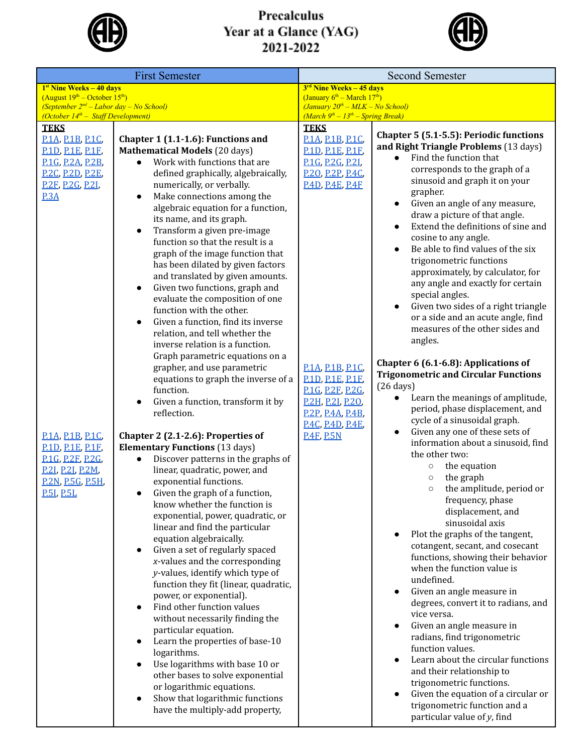# Precalculus Year at a Glance (YAG) 2021-2022

| First Semester | | Second Semester | |
|---|---|---|---|
| **1st Nine Weeks – 40 days** (August 19th – October 15th) *(September 2nd – Labor day – No School)* *(October 14th – Staff Development)* | | **3rd Nine Weeks – 45 days** (January 6th – March 17th) *(January 20th – MLK – No School)* *(March 9th – 13th – Spring Break)* | |
| **TEKS** P.1A, P.1B, P.1C, P.1D, P.1E, P.1F, P.1G, P.2A, P.2B, P.2C, P.2D, P.2E, P.2F, P.2G, P.2I, P.3A | **Chapter 1 (1.1-1.6): Functions and Mathematical Models** (20 days) <br>• Work with functions that are defined graphically, algebraically, numerically, or verbally. <br>• Make connections among the algebraic equation for a function, its name, and its graph. <br>• Transform a given pre-image function so that the result is a graph of the image function that has been dilated by given factors and translated by given amounts. <br>• Given two functions, graph and evaluate the composition of one function with the other. <br>• Given a function, find its inverse relation, and tell whether the inverse relation is a function. Graph parametric equations on a grapher, and use parametric equations to graph the inverse of a function. <br>• Given a function, transform it by reflection. | **TEKS** P.1A, P.1B, P.1C, P.1D, P.1E, P.1F, P.1G, P.2G, P.2I, P.2O, P.2P, P.4C, P.4D, P.4E, P.4F | **Chapter 5 (5.1-5.5): Periodic functions and Right Triangle Problems** (13 days) <br>• Find the function that corresponds to the graph of a sinusoid and graph it on your grapher. <br>• Given an angle of any measure, draw a picture of that angle. <br>• Extend the definitions of sine and cosine to any angle. <br>• Be able to find values of the six trigonometric functions approximately, by calculator, for any angle and exactly for certain special angles. <br>• Given two sides of a right triangle or a side and an acute angle, find measures of the other sides and angles. |
| P.1A, P.1B, P.1C, P.1D, P.1E, P.1F, P.1G, P.2F, P.2G, P.2I, P.2J, P.2M, P.2N, P.5G, P.5H, P.5I, P.5L | **Chapter 2 (2.1-2.6): Properties of Elementary Functions** (13 days) <br>• Discover patterns in the graphs of linear, quadratic, power, and exponential functions. <br>• Given the graph of a function, know whether the function is exponential, power, quadratic, or linear and find the particular equation algebraically. <br>• Given a set of regularly spaced *x*-values and the corresponding *y*-values, identify which type of function they fit (linear, quadratic, power, or exponential). <br>• Find other function values without necessarily finding the particular equation. <br>• Learn the properties of base-10 logarithms. <br>• Use logarithms with base 10 or other bases to solve exponential or logarithmic equations. <br>• Show that logarithmic functions have the multiply-add property, | P.1A, P.1B, P.1C, P.1D, P.1E, P.1F, P.1G, P.2F, P.2G, P.2H, P.2I, P.2O, P.2P, P.4A, P.4B, P.4C, P.4D, P.4E, P.4F, P.5N | **Chapter 6 (6.1-6.8): Applications of Trigonometric and Circular Functions** (26 days) <br>• Learn the meanings of amplitude, period, phase displacement, and cycle of a sinusoidal graph. <br>• Given any one of these sets of information about a sinusoid, find the other two: <br>&nbsp;&nbsp;○ the equation <br>&nbsp;&nbsp;○ the graph <br>&nbsp;&nbsp;○ the amplitude, period or frequency, phase displacement, and sinusoidal axis <br>• Plot the graphs of the tangent, cotangent, secant, and cosecant functions, showing their behavior when the function value is undefined. <br>• Given an angle measure in degrees, convert it to radians, and vice versa. <br>• Given an angle measure in radians, find trigonometric function values. <br>• Learn about the circular functions and their relationship to trigonometric functions. <br>• Given the equation of a circular or trigonometric function and a particular value of *y*, find |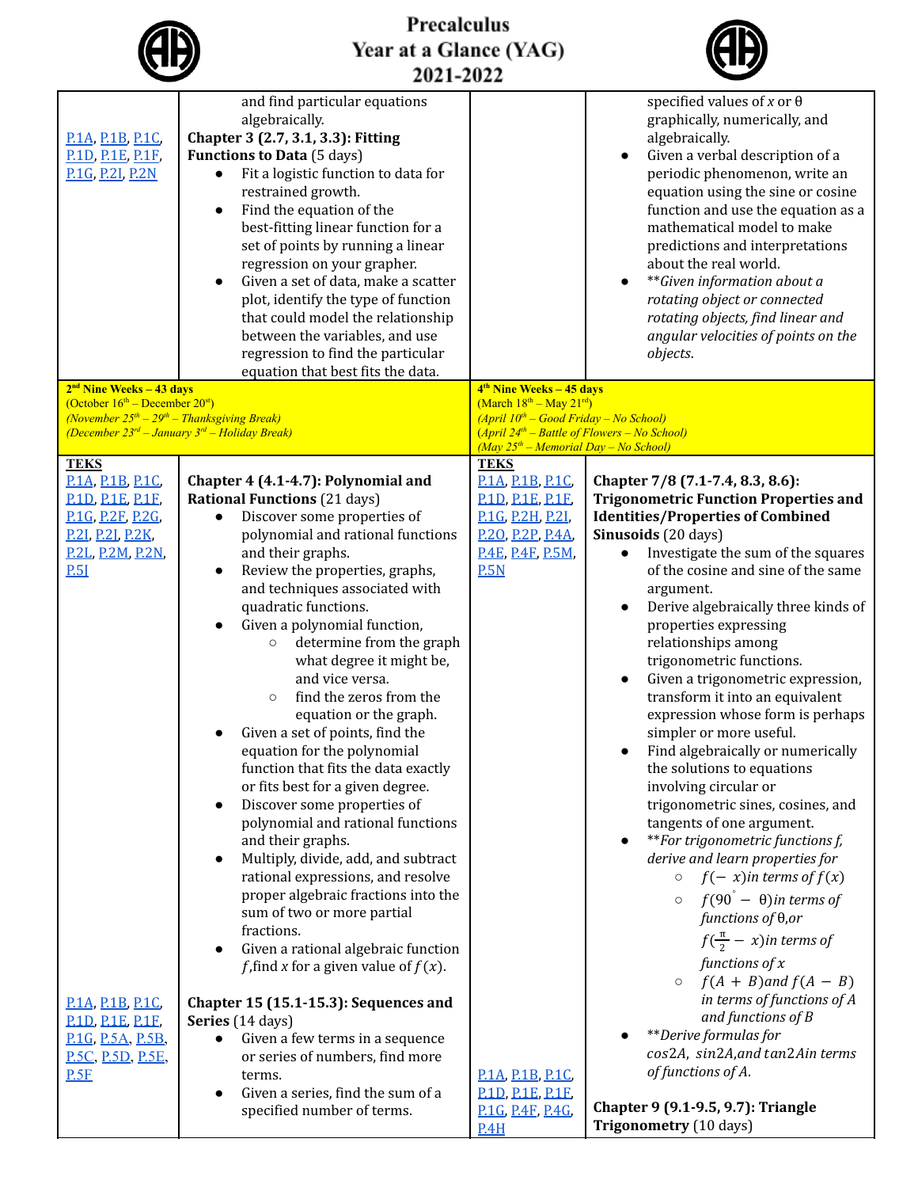# Precalculus Year at a Glance (YAG) 2021-2022

| | | | |
|---|---|---|---|
| P.1A, P.1B, P.1C, P.1D, P.1E, P.1F, P.1G, P.2I, P.2N | and find particular equations algebraically.<br>**Chapter 3 (2.7, 3.1, 3.3): Fitting Functions to Data** (5 days)<br>• Fit a logistic function to data for restrained growth.<br>• Find the equation of the best-fitting linear function for a set of points by running a linear regression on your grapher.<br>• Given a set of data, make a scatter plot, identify the type of function that could model the relationship between the variables, and use regression to find the particular equation that best fits the data. | | specified values of $x$ or θ graphically, numerically, and algebraically.<br>• Given a verbal description of a periodic phenomenon, write an equation using the sine or cosine function and use the equation as a mathematical model to make predictions and interpretations about the real world.<br>• ***Given information about a rotating object or connected rotating objects, find linear and angular velocities of points on the objects.* |
| **2nd Nine Weeks – 43 days**<br>(October 16th – December 20st)<br>*(November 25th – 29th – Thanksgiving Break)*<br>*(December 23rd – January 3rd – Holiday Break)* | | **4th Nine Weeks – 45 days**<br>(March 18th – May 21rd)<br>*(April 10th – Good Friday – No School)*<br>*(April 24th – Battle of Flowers – No School)*<br>*(May 25th – Memorial Day – No School)* | |
| **TEKS**<br>P.1A, P.1B, P.1C, P.1D, P.1E, P.1F, P.1G, P.2F, P.2G, P.2I, P.2J, P.2K, P.2L, P.2M, P.2N, P.5J<br><br>P.1A, P.1B, P.1C, P.1D, P.1E, P.1F, P.1G, P.5A, P.5B, P.5C, P.5D, P.5E, P.5F | **Chapter 4 (4.1-4.7): Polynomial and Rational Functions** (21 days)<br>• Discover some properties of polynomial and rational functions and their graphs.<br>• Review the properties, graphs, and techniques associated with quadratic functions.<br>• Given a polynomial function,<br>  ○ determine from the graph what degree it might be, and vice versa.<br>  ○ find the zeros from the equation or the graph.<br>• Given a set of points, find the equation for the polynomial function that fits the data exactly or fits best for a given degree.<br>• Discover some properties of polynomial and rational functions and their graphs.<br>• Multiply, divide, add, and subtract rational expressions, and resolve proper algebraic fractions into the sum of two or more partial fractions.<br>• Given a rational algebraic function $f$, find $x$ for a given value of $f(x)$.<br><br>**Chapter 15 (15.1-15.3): Sequences and Series** (14 days)<br>• Given a few terms in a sequence or series of numbers, find more terms.<br>• Given a series, find the sum of a specified number of terms. | **TEKS**<br>P.1A, P.1B, P.1C, P.1D, P.1E, P.1F, P.1G, P.2H, P.2I, P.2O, P.2P, P.4A, P.4E, P.4F, P.5M, P.5N<br><br>P.1A, P.1B, P.1C, P.1D, P.1E, P.1F, P.1G, P.4F, P.4G, P.4H | **Chapter 7/8 (7.1-7.4, 8.3, 8.6): Trigonometric Function Properties and Identities/Properties of Combined Sinusoids** (20 days)<br>• Investigate the sum of the squares of the cosine and sine of the same argument.<br>• Derive algebraically three kinds of properties expressing relationships among trigonometric functions.<br>• Given a trigonometric expression, transform it into an equivalent expression whose form is perhaps simpler or more useful.<br>• Find algebraically or numerically the solutions to equations involving circular or trigonometric sines, cosines, and tangents of one argument.<br>• ***For trigonometric functions f, derive and learn properties for*<br>  ○ *$f(-x)$ in terms of $f(x)$*<br>  ○ *$f(90^\circ - \theta)$ in terms of functions of θ, or $f(\frac{\pi}{2} - x)$ in terms of functions of $x$*<br>  ○ *$f(A + B)$ and $f(A - B)$ in terms of functions of $A$ and functions of $B$*<br>• ***Derive formulas for $\cos 2A$, $\sin 2A$, and $\tan 2A$ in terms of functions of $A$.*<br><br>**Chapter 9 (9.1-9.5, 9.7): Triangle Trigonometry** (10 days) |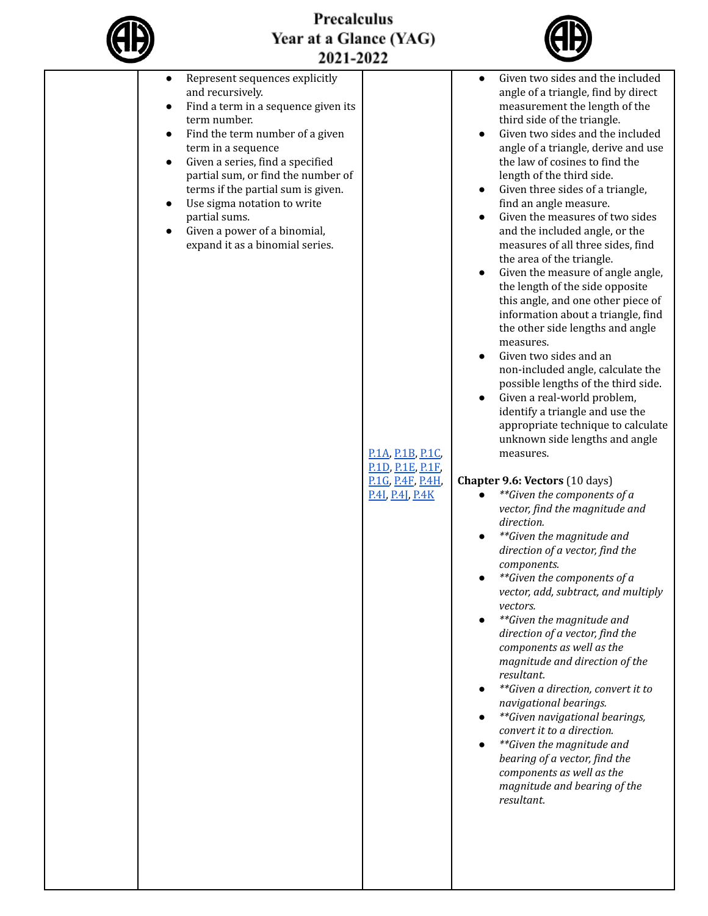| | | | |
|---|---|---|---|
| | • Represent sequences explicitly and recursively.<br>• Find a term in a sequence given its term number.<br>• Find the term number of a given term in a sequence<br>• Given a series, find a specified partial sum, or find the number of terms if the partial sum is given.<br>• Use sigma notation to write partial sums.<br>• Given a power of a binomial, expand it as a binomial series. | [P.1A](), [P.1B](), [P.1C](), [P.1D](), [P.1E](), [P.1F](), [P.1G](), [P.4F](), [P.4H](), [P.4I](), [P.4J](), [P.4K]() | • Given two sides and the included angle of a triangle, find by direct measurement the length of the third side of the triangle.<br>• Given two sides and the included angle of a triangle, derive and use the law of cosines to find the length of the third side.<br>• Given three sides of a triangle, find an angle measure.<br>• Given the measures of two sides and the included angle, or the measures of all three sides, find the area of the triangle.<br>• Given the measure of angle angle, the length of the side opposite this angle, and one other piece of information about a triangle, find the other side lengths and angle measures.<br>• Given two sides and an non-included angle, calculate the possible lengths of the third side.<br>• Given a real-world problem, identify a triangle and use the appropriate technique to calculate unknown side lengths and angle measures.<br><br>**Chapter 9.6: Vectors** (10 days)<br>• *\*\*Given the components of a vector, find the magnitude and direction.*<br>• *\*\*Given the magnitude and direction of a vector, find the components.*<br>• *\*\*Given the components of a vector, add, subtract, and multiply vectors.*<br>• *\*\*Given the magnitude and direction of a vector, find the components as well as the magnitude and direction of the resultant.*<br>• *\*\*Given a direction, convert it to navigational bearings.*<br>• *\*\*Given navigational bearings, convert it to a direction.*<br>• *\*\*Given the magnitude and bearing of a vector, find the components as well as the magnitude and bearing of the resultant.* |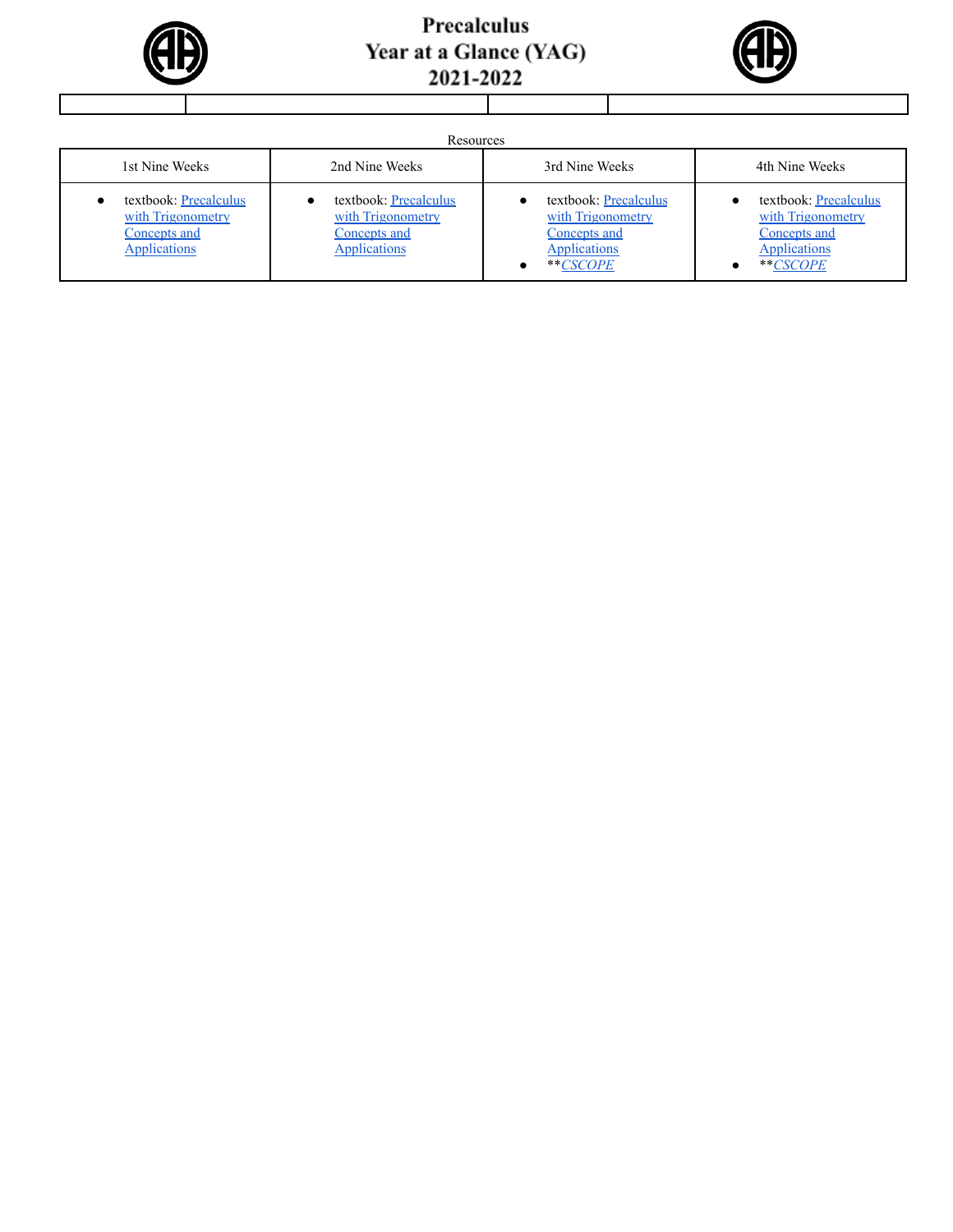# Precalculus
# Year at a Glance (YAG)
# 2021-2022

| | | | |
|---|---|---|---|

Resources

| 1st Nine Weeks | 2nd Nine Weeks | 3rd Nine Weeks | 4th Nine Weeks |
|---|---|---|---|
| • textbook: Precalculus with Trigonometry Concepts and Applications | • textbook: Precalculus with Trigonometry Concepts and Applications | • textbook: Precalculus with Trigonometry Concepts and Applications<br>• ***CSCOPE* | • textbook: Precalculus with Trigonometry Concepts and Applications<br>• ***CSCOPE* |